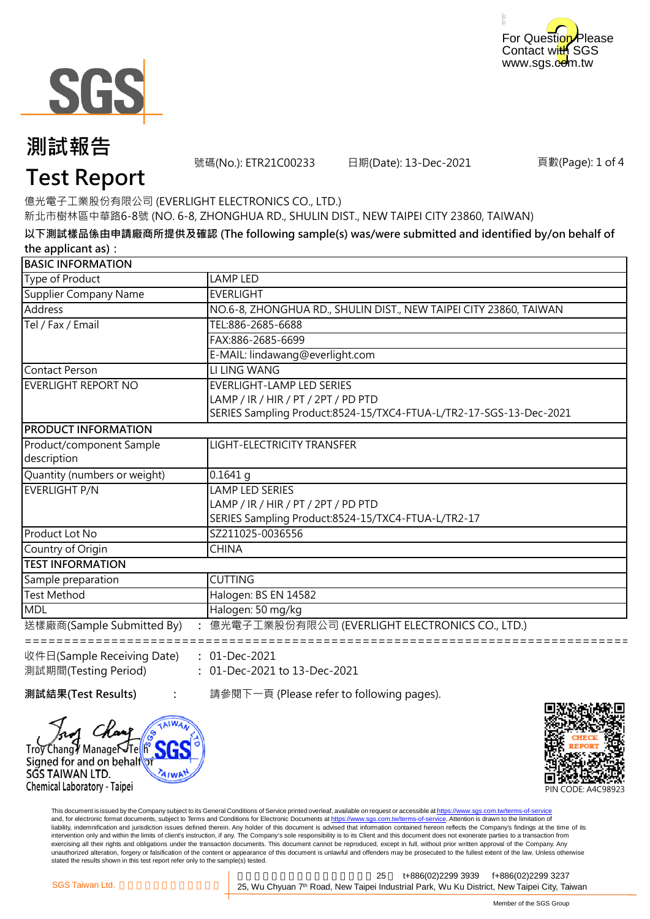For Question Please Contact with SGS
www.sgs.com.tw

# 測試報告
# Test Report

號碼(No.): ETR21C00233　　日期(Date): 13-Dec-2021　　頁數(Page): 1 of 4

億光電子工業股份有限公司 (EVERLIGHT ELECTRONICS CO., LTD.)
新北市樹林區中華路6-8號 (NO. 6-8, ZHONGHUA RD., SHULIN DIST., NEW TAIPEI CITY 23860, TAIWAN)

**以下測試樣品係由申請廠商所提供及確認 (The following sample(s) was/were submitted and identified by/on behalf of the applicant as)：**

| BASIC INFORMATION | |
|---|---|
| Type of Product | LAMP LED |
| Supplier Company Name | EVERLIGHT |
| Address | NO.6-8, ZHONGHUA RD., SHULIN DIST., NEW TAIPEI CITY 23860, TAIWAN |
| Tel / Fax / Email | TEL:886-2685-6688 |
| | FAX:886-2685-6699 |
| | E-MAIL: lindawang@everlight.com |
| Contact Person | LI LING WANG |
| EVERLIGHT REPORT NO | EVERLIGHT-LAMP LED SERIES<br>LAMP / IR / HIR / PT / 2PT / PD PTD<br>SERIES Sampling Product:8524-15/TXC4-FTUA-L/TR2-17-SGS-13-Dec-2021 |
| **PRODUCT INFORMATION** | |
| Product/component Sample description | LIGHT-ELECTRICITY TRANSFER |
| Quantity (numbers or weight) | 0.1641 g |
| EVERLIGHT P/N | LAMP LED SERIES<br>LAMP / IR / HIR / PT / 2PT / PD PTD<br>SERIES Sampling Product:8524-15/TXC4-FTUA-L/TR2-17 |
| Product Lot No | SZ211025-0036556 |
| Country of Origin | CHINA |
| **TEST INFORMATION** | |
| Sample preparation | CUTTING |
| Test Method | Halogen: BS EN 14582 |
| MDL | Halogen: 50 mg/kg |

送樣廠商(Sample Submitted By)　:　億光電子工業股份有限公司 (EVERLIGHT ELECTRONICS CO., LTD.)

收件日(Sample Receiving Date)　:　01-Dec-2021
測試期間(Testing Period)　:　01-Dec-2021 to 13-Dec-2021

**測試結果(Test Results)**　:　請參閱下一頁 (Please refer to following pages).

Troy Chang / Manager / Tech
Signed for and on behalf of
SGS TAIWAN LTD.
Chemical Laboratory - Taipei

PIN CODE: A4C98923

This document is issued by the Company subject to its General Conditions of Service printed overleaf, available on request or accessible at https://www.sgs.com.tw/terms-of-service and, for electronic format documents, subject to Terms and Conditions for Electronic Documents at https://www.sgs.com.tw/terms-of-service. Attention is drawn to the limitation of liability, indemnification and jurisdiction issues defined therein. Any holder of this document is advised that information contained hereon reflects the Company's findings at the time of its intervention only and within the limits of client's instruction, if any. The Company's sole responsibility is to its Client and this document does not exonerate parties to a transaction from exercising all their rights and obligations under the transaction documents. This document cannot be reproduced, except in full, without prior written approval of the Company. Any unauthorized alteration, forgery or falsification of the content or appearance of this document is unlawful and offenders may be prosecuted to the fullest extent of the law. Unless otherwise stated the results shown in this test report refer only to the sample(s) tested.

SGS Taiwan Ltd. | 25, Wu Chyuan 7th Road, New Taipei Industrial Park, Wu Ku District, New Taipei City, Taiwan | t+886(02)2299 3939 | f+886(02)2299 3237

Member of the SGS Group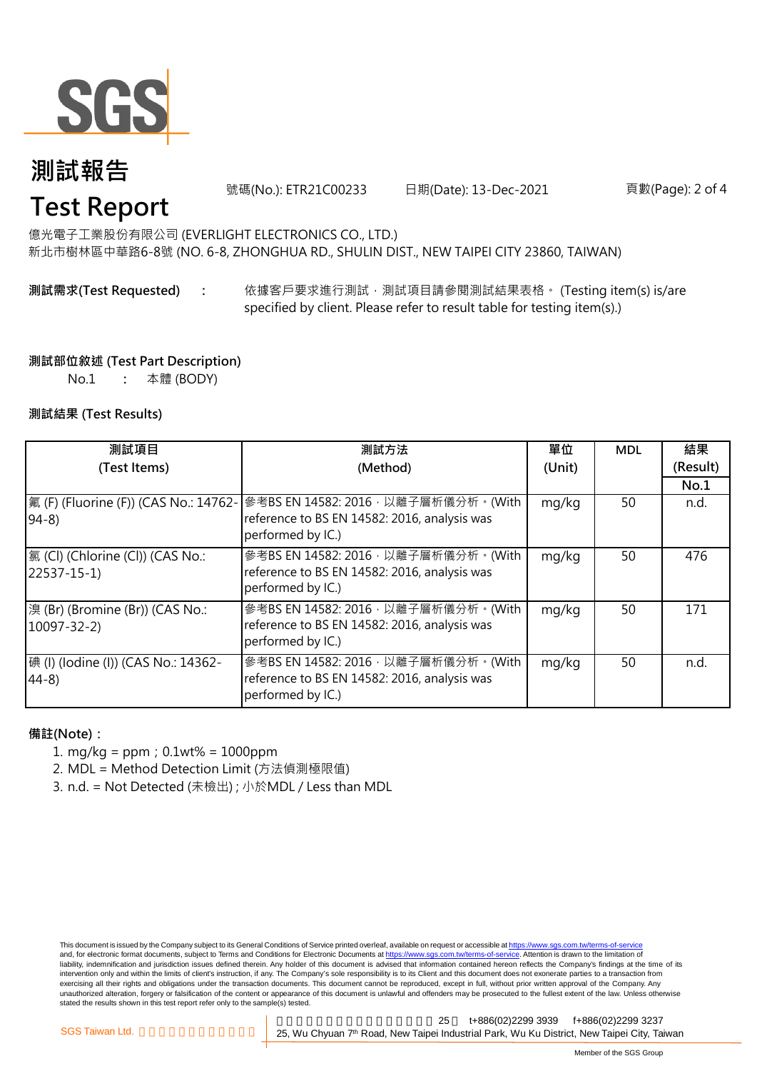# 測試報告
# Test Report

號碼(No.): ETR21C00233　　日期(Date): 13-Dec-2021

億光電子工業股份有限公司 (EVERLIGHT ELECTRONICS CO., LTD.)
新北市樹林區中華路6-8號 (NO. 6-8, ZHONGHUA RD., SHULIN DIST., NEW TAIPEI CITY 23860, TAIWAN)

**測試需求(Test Requested)**　:　依據客戶要求進行測試，測試項目請參閱測試結果表格。 (Testing item(s) is/are specified by client. Please refer to result table for testing item(s).)

**測試部位敘述 (Test Part Description)**

No.1　:　本體 (BODY)

**測試結果 (Test Results)**

| 測試項目 (Test Items) | 測試方法 (Method) | 單位 (Unit) | MDL | 結果 (Result) No.1 |
|---|---|---|---|---|
| 氟 (F) (Fluorine (F)) (CAS No.: 14762-94-8) | 參考BS EN 14582: 2016，以離子層析儀分析。(With reference to BS EN 14582: 2016, analysis was performed by IC.) | mg/kg | 50 | n.d. |
| 氯 (Cl) (Chlorine (Cl)) (CAS No.: 22537-15-1) | 參考BS EN 14582: 2016，以離子層析儀分析。(With reference to BS EN 14582: 2016, analysis was performed by IC.) | mg/kg | 50 | 476 |
| 溴 (Br) (Bromine (Br)) (CAS No.: 10097-32-2) | 參考BS EN 14582: 2016，以離子層析儀分析。(With reference to BS EN 14582: 2016, analysis was performed by IC.) | mg/kg | 50 | 171 |
| 碘 (I) (Iodine (I)) (CAS No.: 14362-44-8) | 參考BS EN 14582: 2016，以離子層析儀分析。(With reference to BS EN 14582: 2016, analysis was performed by IC.) | mg/kg | 50 | n.d. |

**備註(Note)：**

1. mg/kg = ppm；0.1wt% = 1000ppm
2. MDL = Method Detection Limit (方法偵測極限值)
3. n.d. = Not Detected (未檢出)；小於MDL / Less than MDL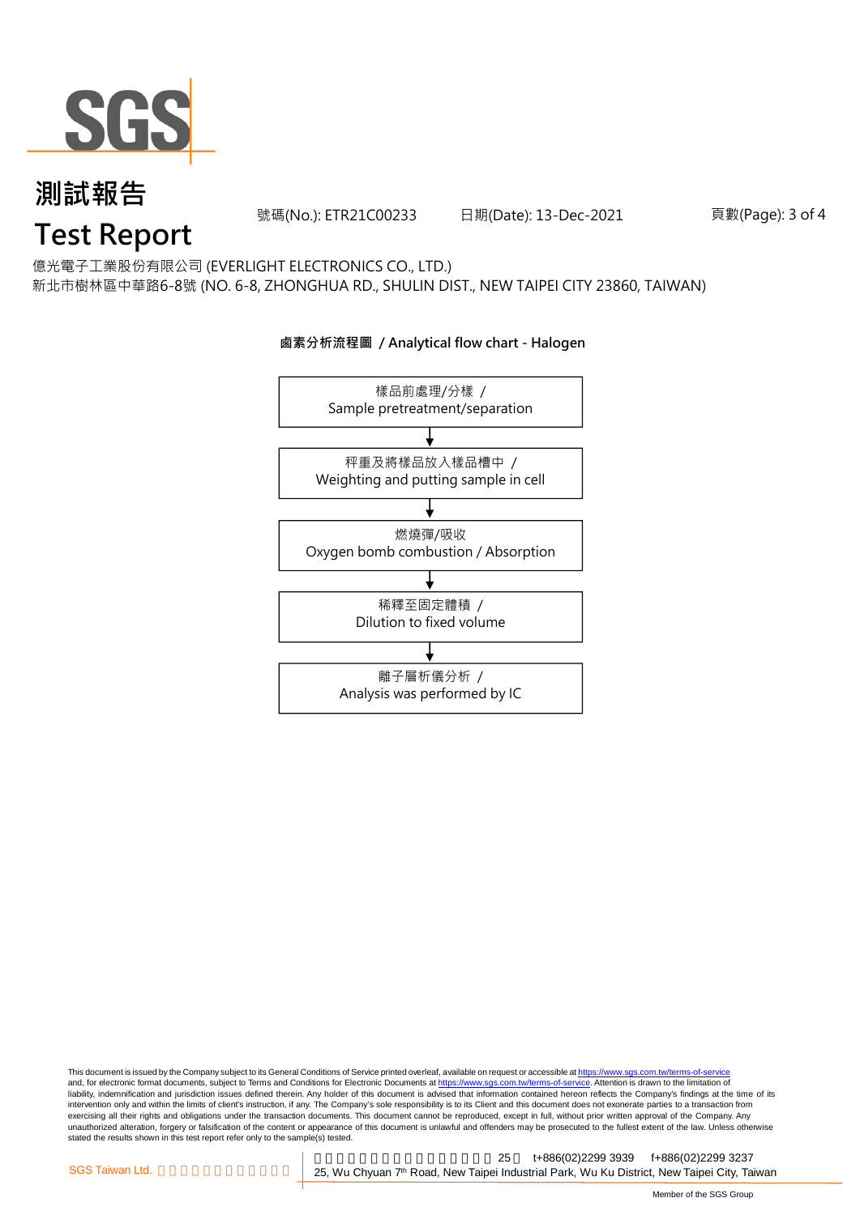# 測試報告

# Test Report

號碼(No.): ETR21C00233　　日期(Date): 13-Dec-2021

億光電子工業股份有限公司 (EVERLIGHT ELECTRONICS CO., LTD.)
新北市樹林區中華路6-8號 (NO. 6-8, ZHONGHUA RD., SHULIN DIST., NEW TAIPEI CITY 23860, TAIWAN)

**鹵素分析流程圖 / Analytical flow chart - Halogen**

樣品前處理/分樣 / Sample pretreatment/separation

↓

秤重及將樣品放入樣品槽中 / Weighting and putting sample in cell

↓

燃燒彈/吸收 / Oxygen bomb combustion / Absorption

↓

稀釋至固定體積 / Dilution to fixed volume

↓

離子層析儀分析 / Analysis was performed by IC

This document is issued by the Company subject to its General Conditions of Service printed overleaf, available on request or accessible at https://www.sgs.com.tw/terms-of-service and, for electronic format documents, subject to Terms and Conditions for Electronic Documents at https://www.sgs.com.tw/terms-of-service. Attention is drawn to the limitation of liability, indemnification and jurisdiction issues defined therein. Any holder of this document is advised that information contained hereon reflects the Company's findings at the time of its intervention only and within the limits of client's instruction, if any. The Company's sole responsibility is to its Client and this document does not exonerate parties to a transaction from exercising all their rights and obligations under the transaction documents. This document cannot be reproduced, except in full, without prior written approval of the Company. Any unauthorized alteration, forgery or falsification of the content or appearance of this document is unlawful and offenders may be prosecuted to the fullest extent of the law. Unless otherwise stated the results shown in this test report refer only to the sample(s) tested.

SGS Taiwan Ltd. | 25, Wu Chyuan 7th Road, New Taipei Industrial Park, Wu Ku District, New Taipei City, Taiwan | t+886(02)2299 3939 | f+886(02)2299 3237

Member of the SGS Group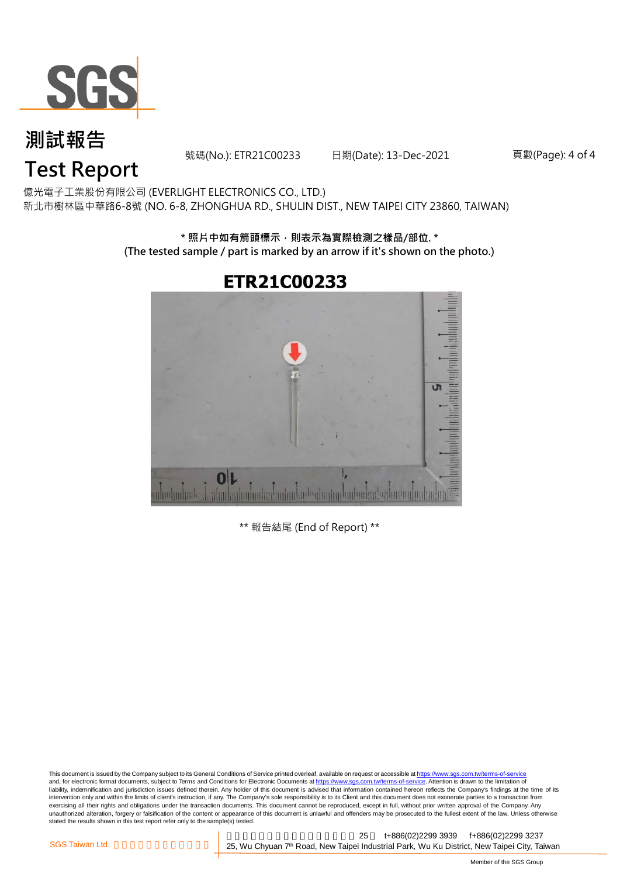# 測試報告

# Test Report

號碼(No.): ETR21C00233　　日期(Date): 13-Dec-2021

億光電子工業股份有限公司 (EVERLIGHT ELECTRONICS CO., LTD.)
新北市樹林區中華路6-8號 (NO. 6-8, ZHONGHUA RD., SHULIN DIST., NEW TAIPEI CITY 23860, TAIWAN)

**\* 照片中如有箭頭標示，則表示為實際檢測之樣品/部位. \***
**(The tested sample / part is marked by an arrow if it's shown on the photo.)**

**ETR21C00233**

** 報告結尾 (End of Report) **

This document is issued by the Company subject to its General Conditions of Service printed overleaf, available on request or accessible at https://www.sgs.com.tw/terms-of-service and, for electronic format documents, subject to Terms and Conditions for Electronic Documents at https://www.sgs.com.tw/terms-of-service. Attention is drawn to the limitation of liability, indemnification and jurisdiction issues defined therein. Any holder of this document is advised that information contained hereon reflects the Company's findings at the time of its intervention only and within the limits of client's instruction, if any. The Company's sole responsibility is to its Client and this document does not exonerate parties to a transaction from exercising all their rights and obligations under the transaction documents. This document cannot be reproduced, except in full, without prior written approval of the Company. Any unauthorized alteration, forgery or falsification of the content or appearance of this document is unlawful and offenders may be prosecuted to the fullest extent of the law. Unless otherwise stated the results shown in this test report refer only to the sample(s) tested.

SGS Taiwan Ltd. | 25, Wu Chyuan 7th Road, New Taipei Industrial Park, Wu Ku District, New Taipei City, Taiwan | t+886(02)2299 3939 | f+886(02)2299 3237

Member of the SGS Group